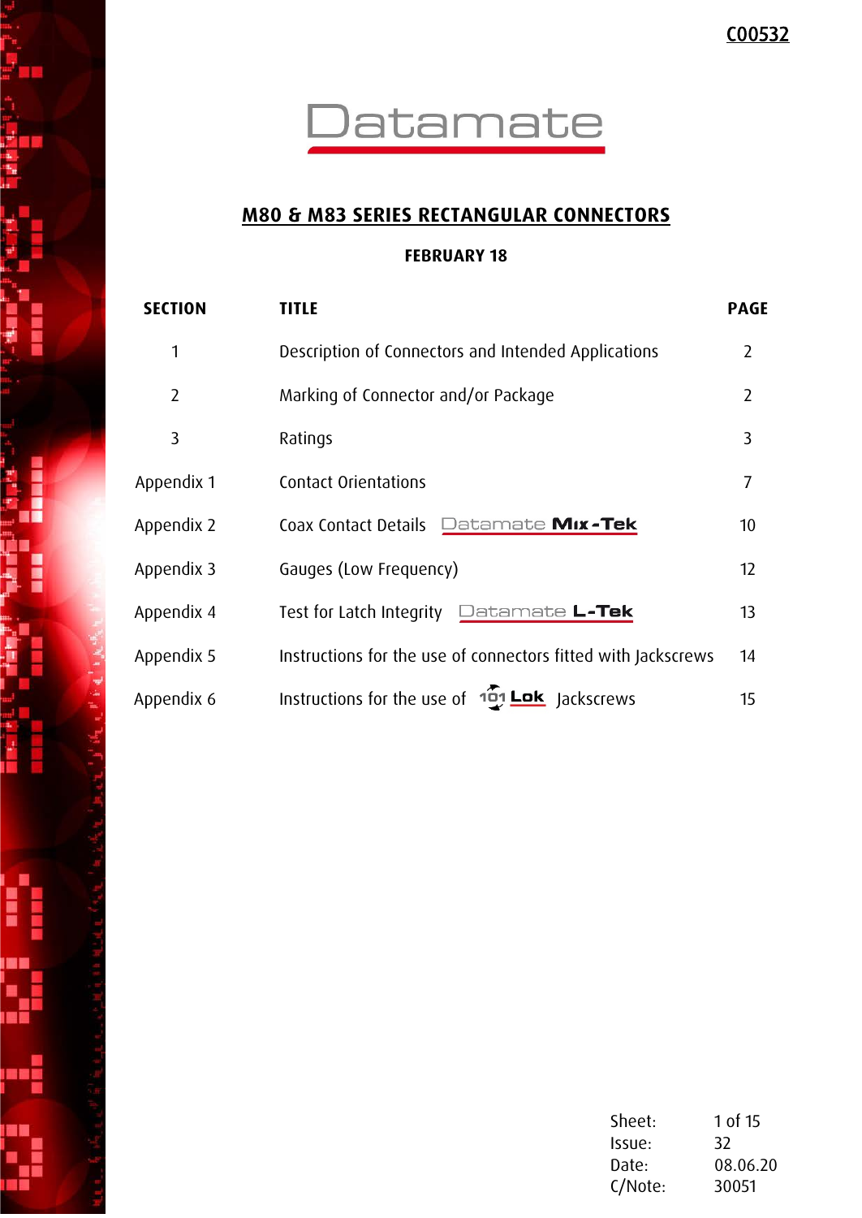C00532

# Datamate

## M80 & M83 SERIES RECTANGULAR CONNECTORS

**FEBRUARY 18**

| SECTION | TITLE | PAGE |
| --- | --- | --- |
| 1 | Description of Connectors and Intended Applications | 2 |
| 2 | Marking of Connector and/or Package | 2 |
| 3 | Ratings | 3 |
| Appendix 1 | Contact Orientations | 7 |
| Appendix 2 | Coax Contact Details Datamate Mix-Tek | 10 |
| Appendix 3 | Gauges (Low Frequency) | 12 |
| Appendix 4 | Test for Latch Integrity Datamate L-Tek | 13 |
| Appendix 5 | Instructions for the use of connectors fitted with Jackscrews | 14 |
| Appendix 6 | Instructions for the use of 101 Lok Jackscrews | 15 |

| | |
| --- | --- |
| Sheet: | 1 of 15 |
| Issue: | 32 |
| Date: | 08.06.20 |
| C/Note: | 30051 |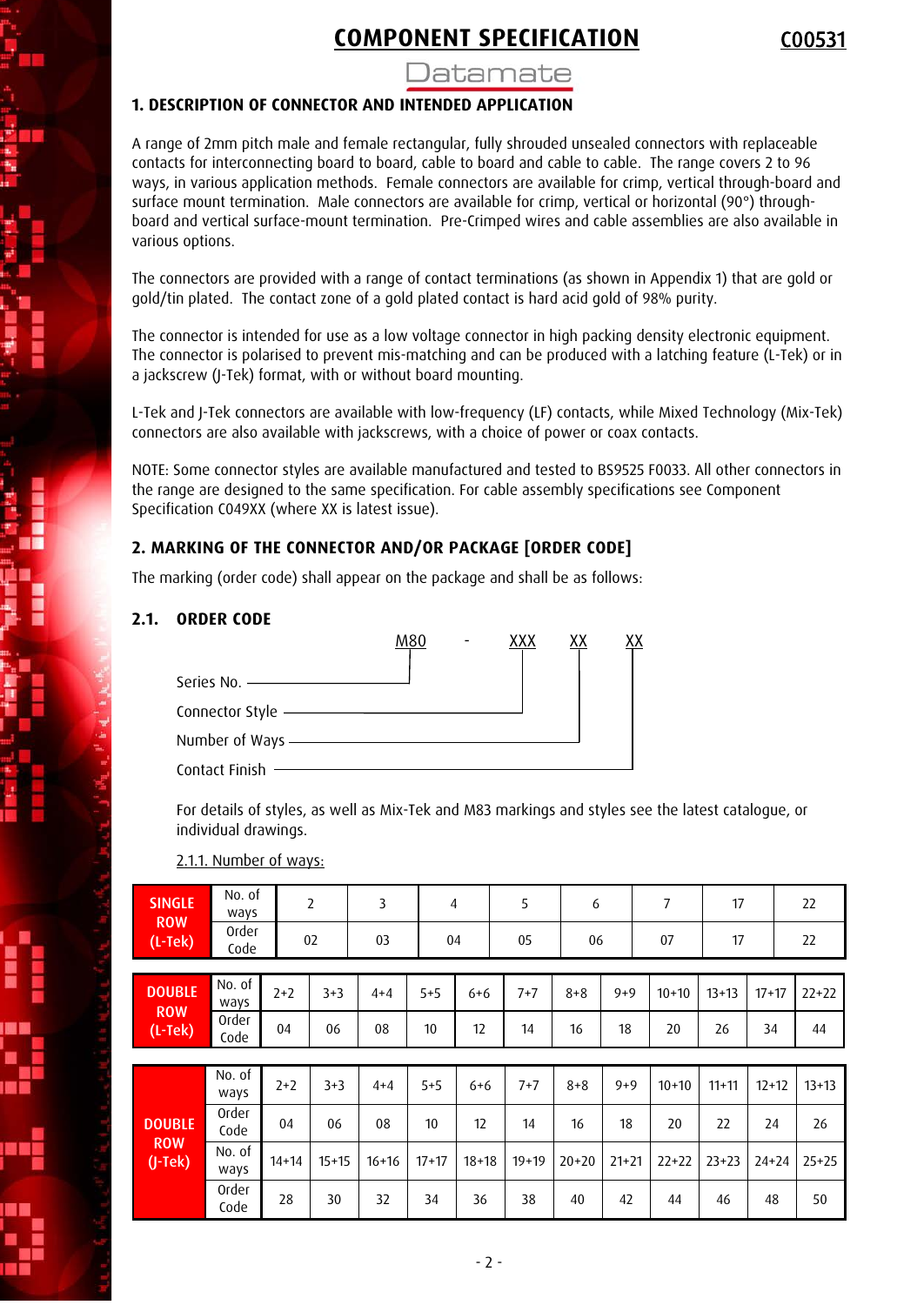# COMPONENT SPECIFICATION

C00531

Datamate

## 1. DESCRIPTION OF CONNECTOR AND INTENDED APPLICATION

A range of 2mm pitch male and female rectangular, fully shrouded unsealed connectors with replaceable contacts for interconnecting board to board, cable to board and cable to cable. The range covers 2 to 96 ways, in various application methods. Female connectors are available for crimp, vertical through-board and surface mount termination. Male connectors are available for crimp, vertical or horizontal (90°) through-board and vertical surface-mount termination. Pre-Crimped wires and cable assemblies are also available in various options.

The connectors are provided with a range of contact terminations (as shown in Appendix 1) that are gold or gold/tin plated. The contact zone of a gold plated contact is hard acid gold of 98% purity.

The connector is intended for use as a low voltage connector in high packing density electronic equipment. The connector is polarised to prevent mis-matching and can be produced with a latching feature (L-Tek) or in a jackscrew (J-Tek) format, with or without board mounting.

L-Tek and J-Tek connectors are available with low-frequency (LF) contacts, while Mixed Technology (Mix-Tek) connectors are also available with jackscrews, with a choice of power or coax contacts.

NOTE: Some connector styles are available manufactured and tested to BS9525 F0033. All other connectors in the range are designed to the same specification. For cable assembly specifications see Component Specification C049XX (where XX is latest issue).

## 2. MARKING OF THE CONNECTOR AND/OR PACKAGE [ORDER CODE]

The marking (order code) shall appear on the package and shall be as follows:

### 2.1. ORDER CODE

M80 - XXX XX XX

- Series No. — M80
- Connector Style — XXX
- Number of Ways — XX
- Contact Finish — XX

For details of styles, as well as Mix-Tek and M83 markings and styles see the latest catalogue, or individual drawings.

2.1.1. Number of ways:

| SINGLE ROW (L-Tek) | | | | | | | | | |
|---|---|---|---|---|---|---|---|---|---|
| No. of ways | 2 | 3 | 4 | 5 | 6 | 7 | 17 | 22 |
| Order Code | 02 | 03 | 04 | 05 | 06 | 07 | 17 | 22 |

| DOUBLE ROW (L-Tek) | | | | | | | | | | | | |
|---|---|---|---|---|---|---|---|---|---|---|---|---|
| No. of ways | 2+2 | 3+3 | 4+4 | 5+5 | 6+6 | 7+7 | 8+8 | 9+9 | 10+10 | 13+13 | 17+17 | 22+22 |
| Order Code | 04 | 06 | 08 | 10 | 12 | 14 | 16 | 18 | 20 | 26 | 34 | 44 |

| DOUBLE ROW (J-Tek) | | | | | | | | | | | | |
|---|---|---|---|---|---|---|---|---|---|---|---|---|
| No. of ways | 2+2 | 3+3 | 4+4 | 5+5 | 6+6 | 7+7 | 8+8 | 9+9 | 10+10 | 11+11 | 12+12 | 13+13 |
| Order Code | 04 | 06 | 08 | 10 | 12 | 14 | 16 | 18 | 20 | 22 | 24 | 26 |
| No. of ways | 14+14 | 15+15 | 16+16 | 17+17 | 18+18 | 19+19 | 20+20 | 21+21 | 22+22 | 23+23 | 24+24 | 25+25 |
| Order Code | 28 | 30 | 32 | 34 | 36 | 38 | 40 | 42 | 44 | 46 | 48 | 50 |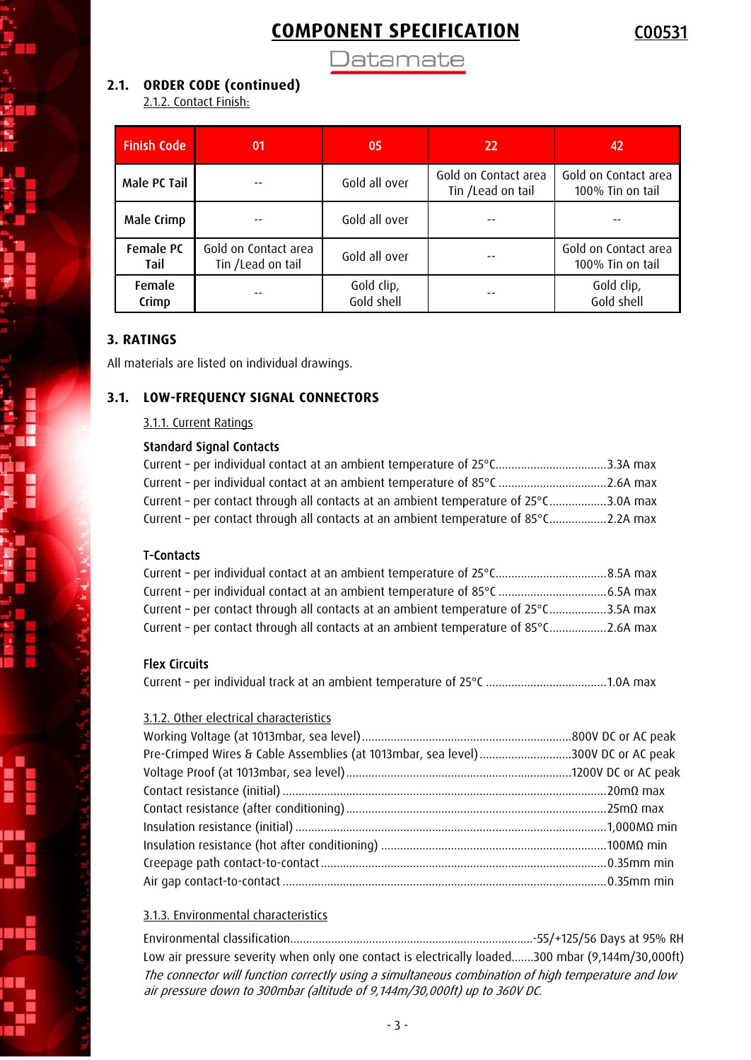## 2.1. ORDER CODE (continued)

2.1.2. Contact Finish:

| Finish Code | 01 | 05 | 22 | 42 |
|---|---|---|---|---|
| Male PC Tail | -- | Gold all over | Gold on Contact area Tin /Lead on tail | Gold on Contact area 100% Tin on tail |
| Male Crimp | -- | Gold all over | -- | -- |
| Female PC Tail | Gold on Contact area Tin /Lead on tail | Gold all over | -- | Gold on Contact area 100% Tin on tail |
| Female Crimp | -- | Gold clip, Gold shell | -- | Gold clip, Gold shell |

# 3. RATINGS

All materials are listed on individual drawings.

## 3.1. LOW-FREQUENCY SIGNAL CONNECTORS

3.1.1. Current Ratings

**Standard Signal Contacts**

Current – per individual contact at an ambient temperature of 25°C....................................3.3A max
Current – per individual contact at an ambient temperature of 85°C ..................................2.6A max
Current – per contact through all contacts at an ambient temperature of 25°C..................3.0A max
Current – per contact through all contacts at an ambient temperature of 85°C..................2.2A max

**T-Contacts**

Current – per individual contact at an ambient temperature of 25°C....................................8.5A max
Current – per individual contact at an ambient temperature of 85°C ..................................6.5A max
Current – per contact through all contacts at an ambient temperature of 25°C..................3.5A max
Current – per contact through all contacts at an ambient temperature of 85°C..................2.6A max

**Flex Circuits**

Current – per individual track at an ambient temperature of 25°C ......................................1.0A max

3.1.2. Other electrical characteristics

Working Voltage (at 1013mbar, sea level)..................................................................800V DC or AC peak
Pre-Crimped Wires & Cable Assemblies (at 1013mbar, sea level).............................300V DC or AC peak
Voltage Proof (at 1013mbar, sea level).......................................................................1200V DC or AC peak
Contact resistance (initial) .....................................................................................20mΩ max
Contact resistance (after conditioning).................................................................25mΩ max
Insulation resistance (initial) ..................................................................................1,000MΩ min
Insulation resistance (hot after conditioning) .......................................................100MΩ min
Creepage path contact-to-contact.........................................................................0.35mm min
Air gap contact-to-contact .....................................................................................0.35mm min

3.1.3. Environmental characteristics

Environmental classification............................................................................-55/+125/56 Days at 95% RH
Low air pressure severity when only one contact is electrically loaded.......300 mbar (9,144m/30,000ft)
*The connector will function correctly using a simultaneous combination of high temperature and low air pressure down to 300mbar (altitude of 9,144m/30,000ft) up to 360V DC.*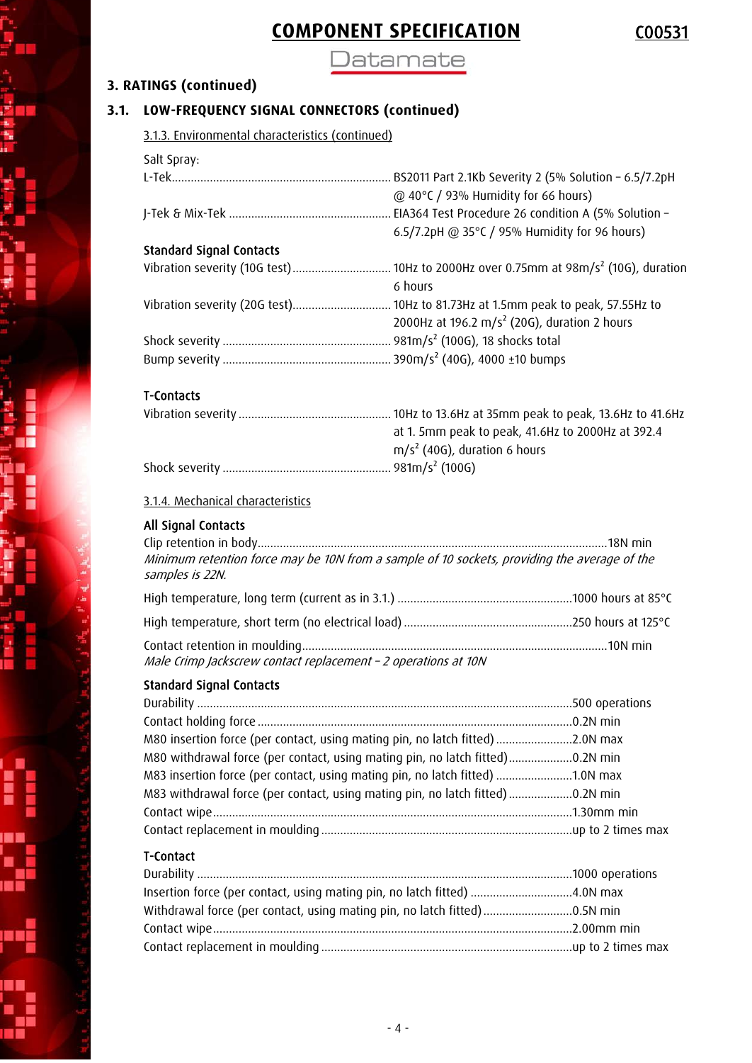# COMPONENT SPECIFICATION C00531

## 3. RATINGS (continued)

### 3.1. LOW-FREQUENCY SIGNAL CONNECTORS (continued)

#### 3.1.3. Environmental characteristics (continued)

Salt Spray:

L-Tek.................................................................... BS2011 Part 2.1Kb Severity 2 (5% Solution – 6.5/7.2pH @ 40°C / 93% Humidity for 66 hours)

J-Tek & Mix-Tek .................................................. EIA364 Test Procedure 26 condition A (5% Solution – 6.5/7.2pH @ 35°C / 95% Humidity for 96 hours)

**Standard Signal Contacts**

Vibration severity (10G test)............................... 10Hz to 2000Hz over 0.75mm at 98m/s$^2$ (10G), duration 6 hours

Vibration severity (20G test)............................... 10Hz to 81.73Hz at 1.5mm peak to peak, 57.55Hz to 2000Hz at 196.2 m/s$^2$ (20G), duration 2 hours

Shock severity .................................................... 981m/s$^2$ (100G), 18 shocks total

Bump severity .................................................... 390m/s$^2$ (40G), 4000 ±10 bumps

**T-Contacts**

Vibration severity ................................................ 10Hz to 13.6Hz at 35mm peak to peak, 13.6Hz to 41.6Hz at 1. 5mm peak to peak, 41.6Hz to 2000Hz at 392.4 m/s$^2$ (40G), duration 6 hours

Shock severity .................................................... 981m/s$^2$ (100G)

#### 3.1.4. Mechanical characteristics

**All Signal Contacts**

Clip retention in body............................................................................................................18N min
*Minimum retention force may be 10N from a sample of 10 sockets, providing the average of the samples is 22N.*

High temperature, long term (current as in 3.1.) .......................................................1000 hours at 85°C

High temperature, short term (no electrical load) .....................................................250 hours at 125°C

Contact retention in moulding...............................................................................................10N min
*Male Crimp Jackscrew contact replacement – 2 operations at 10N*

**Standard Signal Contacts**

Durability .....................................................................................................................500 operations
Contact holding force ..................................................................................................0.2N min
M80 insertion force (per contact, using mating pin, no latch fitted) ........................2.0N max
M80 withdrawal force (per contact, using mating pin, no latch fitted)....................0.2N min
M83 insertion force (per contact, using mating pin, no latch fitted) ........................1.0N max
M83 withdrawal force (per contact, using mating pin, no latch fitted)....................0.2N min
Contact wipe................................................................................................................1.30mm min
Contact replacement in moulding ..............................................................................up to 2 times max

**T-Contact**

Durability .....................................................................................................................1000 operations
Insertion force (per contact, using mating pin, no latch fitted) ................................4.0N max
Withdrawal force (per contact, using mating pin, no latch fitted)............................0.5N min
Contact wipe................................................................................................................2.00mm min
Contact replacement in moulding ..............................................................................up to 2 times max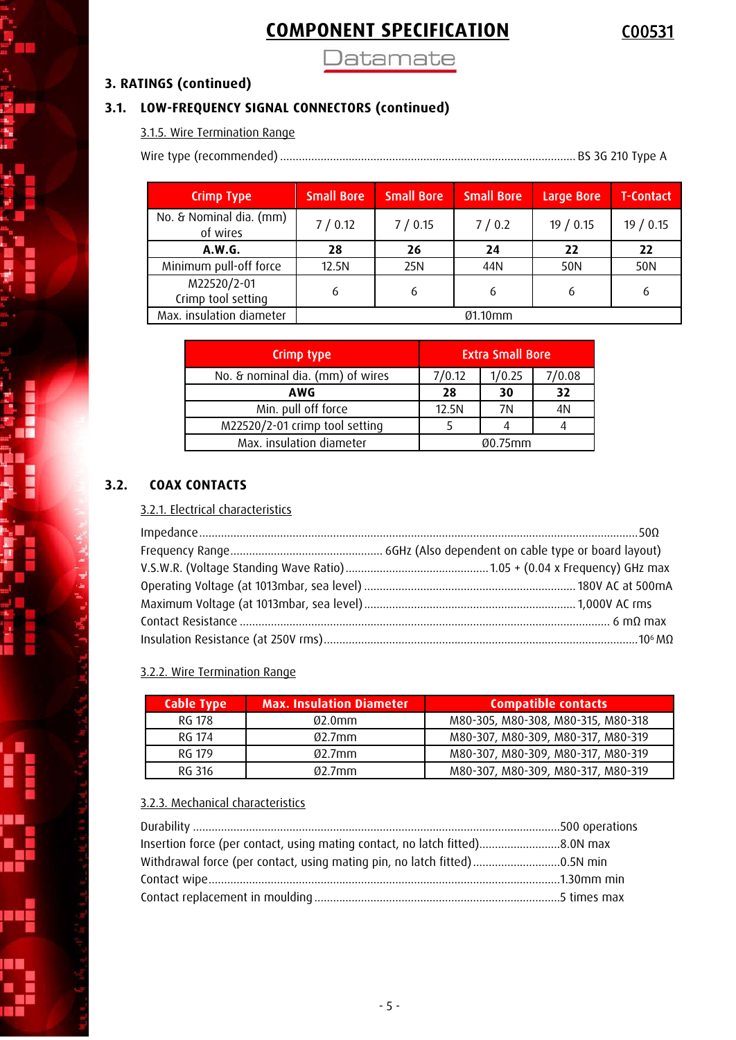# COMPONENT SPECIFICATION

C00531

Datamate

## 3. RATINGS (continued)

### 3.1. LOW-FREQUENCY SIGNAL CONNECTORS (continued)

#### 3.1.5. Wire Termination Range

Wire type (recommended) ............................................................................................ BS 3G 210 Type A

| Crimp Type | Small Bore | Small Bore | Small Bore | Large Bore | T-Contact |
|---|---|---|---|---|---|
| No. & Nominal dia. (mm) of wires | 7 / 0.12 | 7 / 0.15 | 7 / 0.2 | 19 / 0.15 | 19 / 0.15 |
| **A.W.G.** | **28** | **26** | **24** | **22** | **22** |
| Minimum pull-off force | 12.5N | 25N | 44N | 50N | 50N |
| M22520/2-01 Crimp tool setting | 6 | 6 | 6 | 6 | 6 |
| Max. insulation diameter | Ø1.10mm | | | | |

| Crimp type | Extra Small Bore | | |
|---|---|---|---|
| No. & nominal dia. (mm) of wires | 7/0.12 | 1/0.25 | 7/0.08 |
| **AWG** | **28** | **30** | **32** |
| Min. pull off force | 12.5N | 7N | 4N |
| M22520/2-01 crimp tool setting | 5 | 4 | 4 |
| Max. insulation diameter | Ø0.75mm | | |

### 3.2. COAX CONTACTS

#### 3.2.1. Electrical characteristics

Impedance ..................................................................................................................................... 50Ω
Frequency Range ................................................ 6GHz (Also dependent on cable type or board layout)
V.S.W.R. (Voltage Standing Wave Ratio) ............................................. 1.05 + (0.04 x Frequency) GHz max
Operating Voltage (at 1013mbar, sea level) ................................................................. 180V AC at 500mA
Maximum Voltage (at 1013mbar, sea level) ................................................................. 1,000V AC rms
Contact Resistance ............................................................................................................ 6 mΩ max
Insulation Resistance (at 250V rms) ................................................................................ $10^6$ MΩ

#### 3.2.2. Wire Termination Range

| Cable Type | Max. Insulation Diameter | Compatible contacts |
|---|---|---|
| RG 178 | Ø2.0mm | M80-305, M80-308, M80-315, M80-318 |
| RG 174 | Ø2.7mm | M80-307, M80-309, M80-317, M80-319 |
| RG 179 | Ø2.7mm | M80-307, M80-309, M80-317, M80-319 |
| RG 316 | Ø2.7mm | M80-307, M80-309, M80-317, M80-319 |

#### 3.2.3. Mechanical characteristics

Durability ..................................................................................................... 500 operations
Insertion force (per contact, using mating contact, no latch fitted) .......................... 8.0N max
Withdrawal force (per contact, using mating pin, no latch fitted) ............................ 0.5N min
Contact wipe ................................................................................................. 1.30mm min
Contact replacement in moulding .............................................................................. 5 times max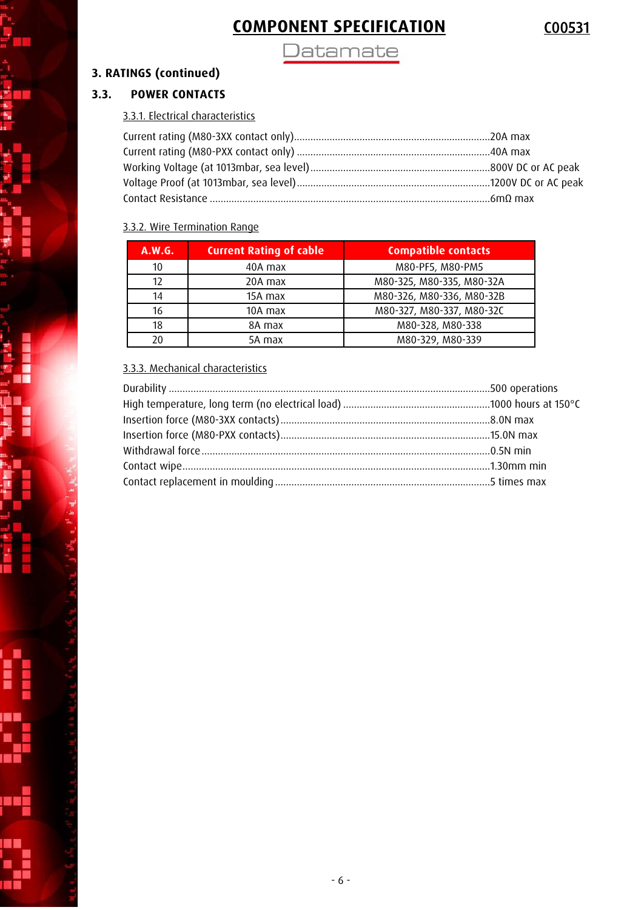# COMPONENT SPECIFICATION C00531

## 3. RATINGS (continued)

### 3.3. POWER CONTACTS

#### 3.3.1. Electrical characteristics

Current rating (M80-3XX contact only)........................................................................20A max
Current rating (M80-PXX contact only) ......................................................................40A max
Working Voltage (at 1013mbar, sea level)..................................................................800V DC or AC peak
Voltage Proof (at 1013mbar, sea level).......................................................................1200V DC or AC peak
Contact Resistance .......................................................................................................6mΩ max

#### 3.3.2. Wire Termination Range

| A.W.G. | Current Rating of cable | Compatible contacts |
|---|---|---|
| 10 | 40A max | M80-PF5, M80-PM5 |
| 12 | 20A max | M80-325, M80-335, M80-32A |
| 14 | 15A max | M80-326, M80-336, M80-32B |
| 16 | 10A max | M80-327, M80-337, M80-32C |
| 18 | 8A max | M80-328, M80-338 |
| 20 | 5A max | M80-329, M80-339 |

#### 3.3.3. Mechanical characteristics

Durability .....................................................................................................................500 operations
High temperature, long term (no electrical load) ......................................................1000 hours at 150°C
Insertion force (M80-3XX contacts)............................................................................8.0N max
Insertion force (M80-PXX contacts)............................................................................15.0N max
Withdrawal force .........................................................................................................0.5N min
Contact wipe................................................................................................................1.30mm min
Contact replacement in moulding ..............................................................................5 times max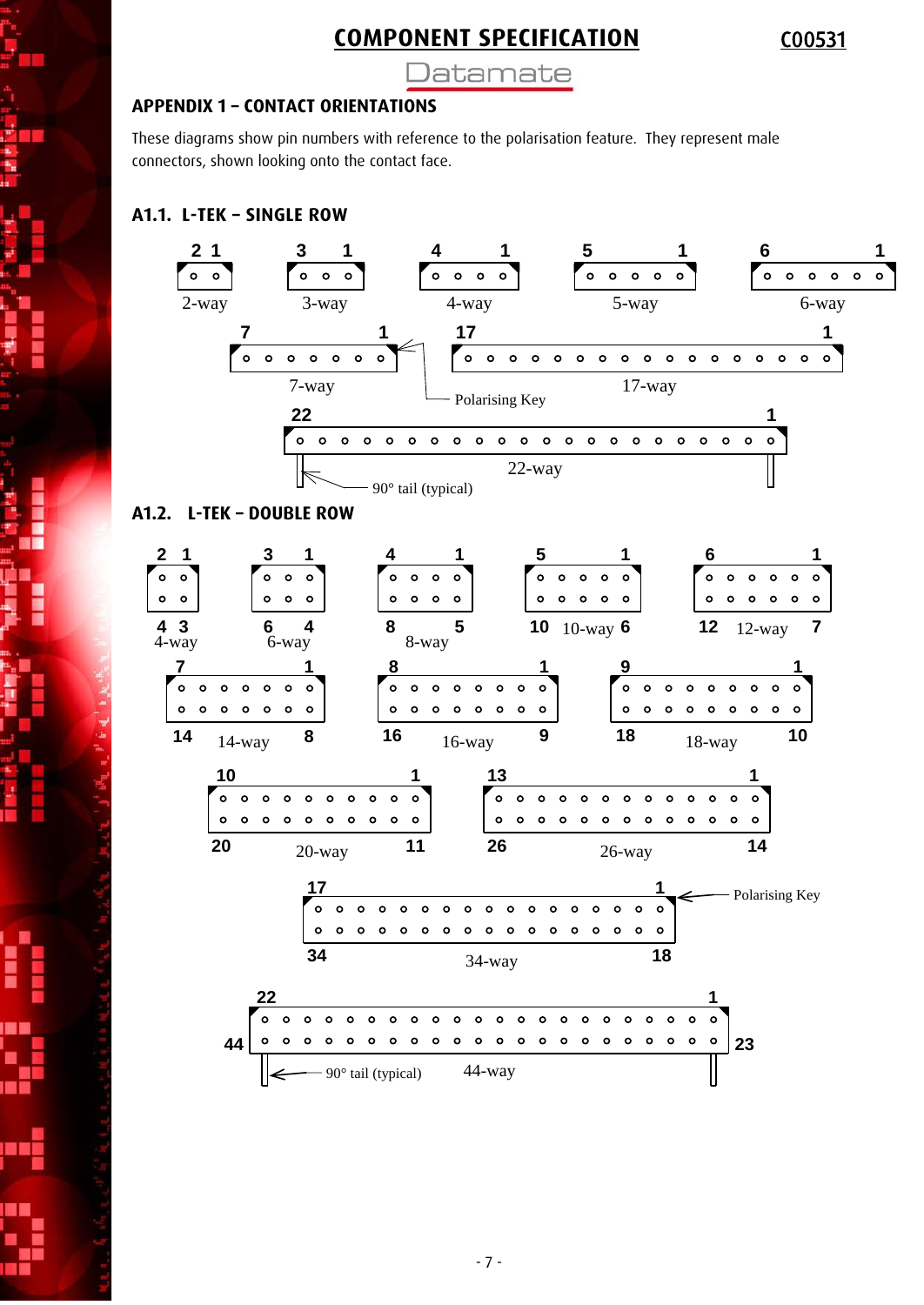# COMPONENT SPECIFICATION

C00531

## APPENDIX 1 – CONTACT ORIENTATIONS

These diagrams show pin numbers with reference to the polarisation feature. They represent male connectors, shown looking onto the contact face.

### A1.1. L-TEK – SINGLE ROW

2 1 — 2-way
3 1 — 3-way
4 1 — 4-way
5 1 — 5-way
6 1 — 6-way
7 1 — 7-way
17 1 — 17-way
Polarising Key
22 1 — 22-way
90° tail (typical)

### A1.2. L-TEK – DOUBLE ROW

2 1 / 4 3 — 4-way
3 1 / 6 4 — 6-way
4 1 / 8 5 — 8-way
5 1 / 10 6 — 10-way
6 1 / 12 7 — 12-way
7 1 / 14 8 — 14-way
8 1 / 16 9 — 16-way
9 1 / 18 10 — 18-way
10 1 / 20 11 — 20-way
13 1 / 26 14 — 26-way
17 1 / 34 18 — 34-way
Polarising Key
22 1 / 44 23 — 44-way
90° tail (typical)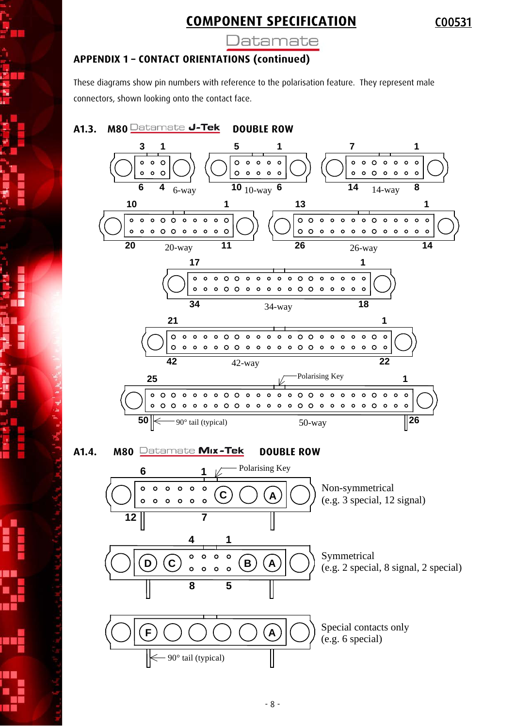# COMPONENT SPECIFICATION

**C00531**

Datamate

## APPENDIX 1 – CONTACT ORIENTATIONS (continued)

These diagrams show pin numbers with reference to the polarisation feature. They represent male connectors, shown looking onto the contact face.

### A1.3. M80 Datamate J-Tek DOUBLE ROW

3 1
6 4 6-way

5 1
10 10-way 6

7 1
14 14-way 8

10 1
20 20-way 11

13 1
26 26-way 14

17 1
34 34-way 18

21 1
42 42-way 22

25 Polarising Key 1
50 90° tail (typical) 50-way 26

### A1.4. M80 Datamate Mix-Tek DOUBLE ROW

6 1 Polarising Key
C A
12 7

Non-symmetrical
(e.g. 3 special, 12 signal)

4 1
D C B A
8 5

Symmetrical
(e.g. 2 special, 8 signal, 2 special)

F A
90° tail (typical)

Special contacts only
(e.g. 6 special)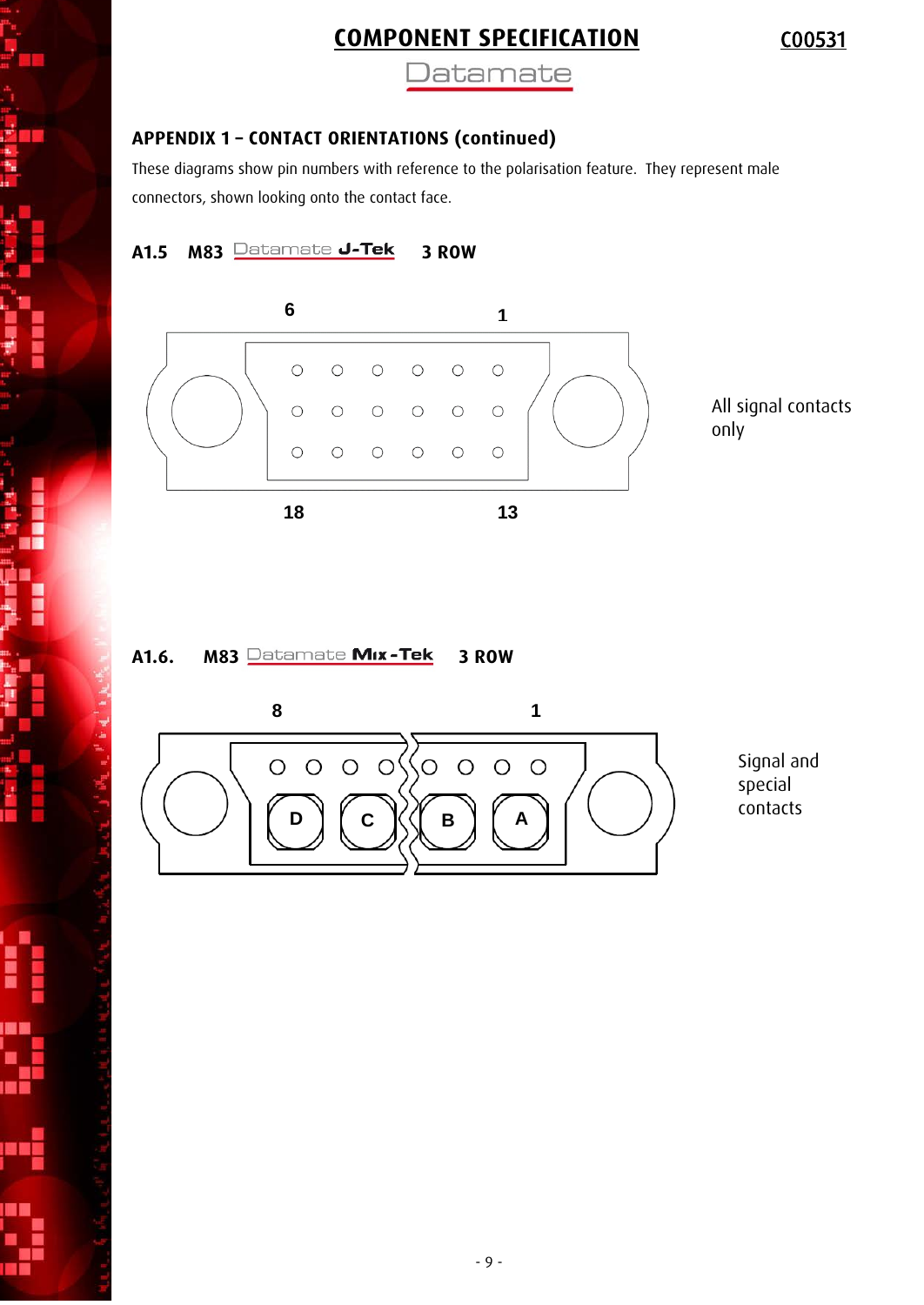# COMPONENT SPECIFICATION

C00531

## APPENDIX 1 – CONTACT ORIENTATIONS (continued)

These diagrams show pin numbers with reference to the polarisation feature. They represent male connectors, shown looking onto the contact face.

### A1.5 M83 Datamate J-Tek 3 ROW

6 1

18 13

All signal contacts only

### A1.6. M83 Datamate Mix-Tek 3 ROW

8 1

D C B A

Signal and special contacts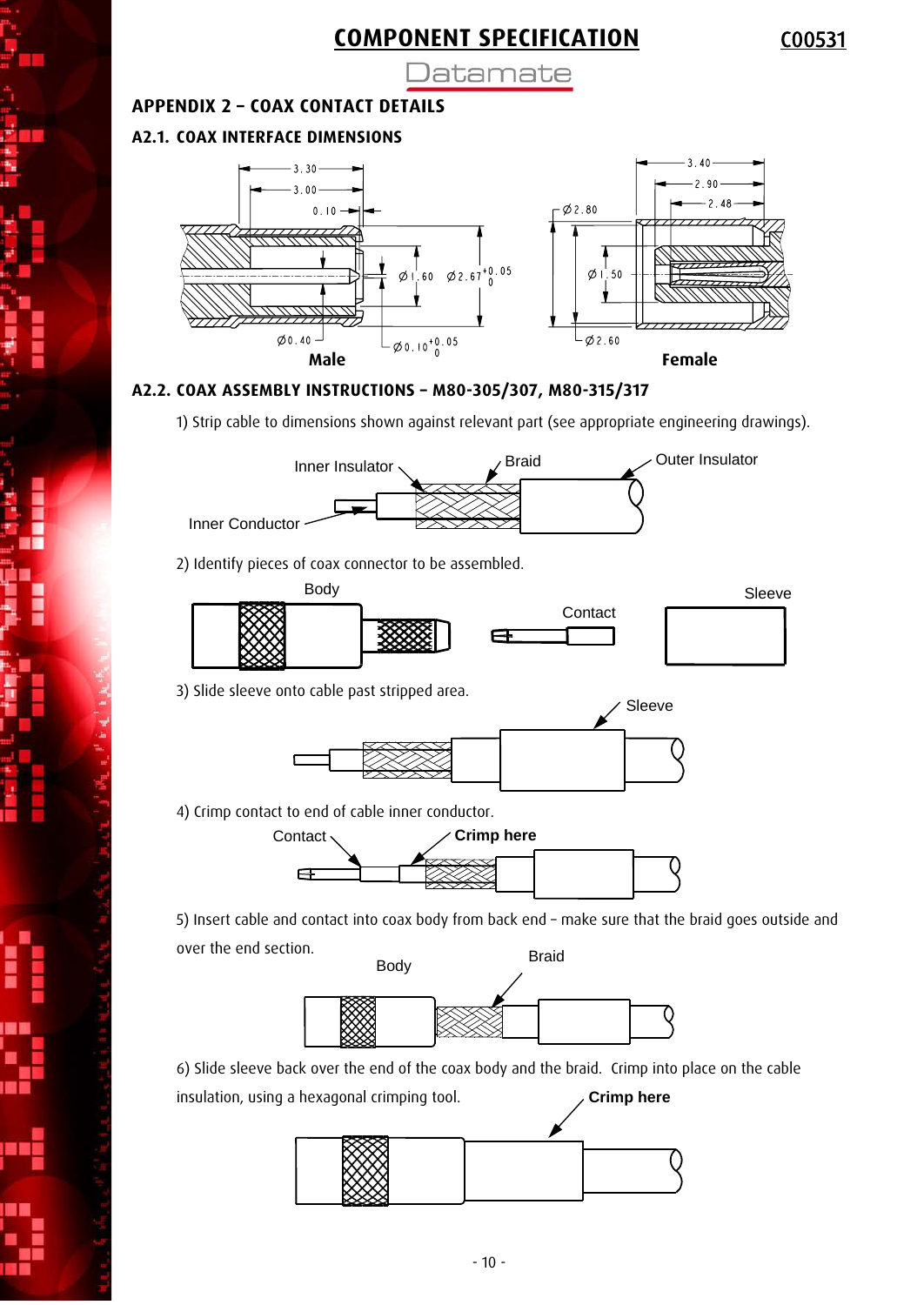## APPENDIX 2 – COAX CONTACT DETAILS

### A2.1. COAX INTERFACE DIMENSIONS

Male

Female

### A2.2. COAX ASSEMBLY INSTRUCTIONS – M80-305/307, M80-315/317

1) Strip cable to dimensions shown against relevant part (see appropriate engineering drawings).

2) Identify pieces of coax connector to be assembled.

3) Slide sleeve onto cable past stripped area.

4) Crimp contact to end of cable inner conductor.

5) Insert cable and contact into coax body from back end – make sure that the braid goes outside and over the end section.

6) Slide sleeve back over the end of the coax body and the braid. Crimp into place on the cable insulation, using a hexagonal crimping tool.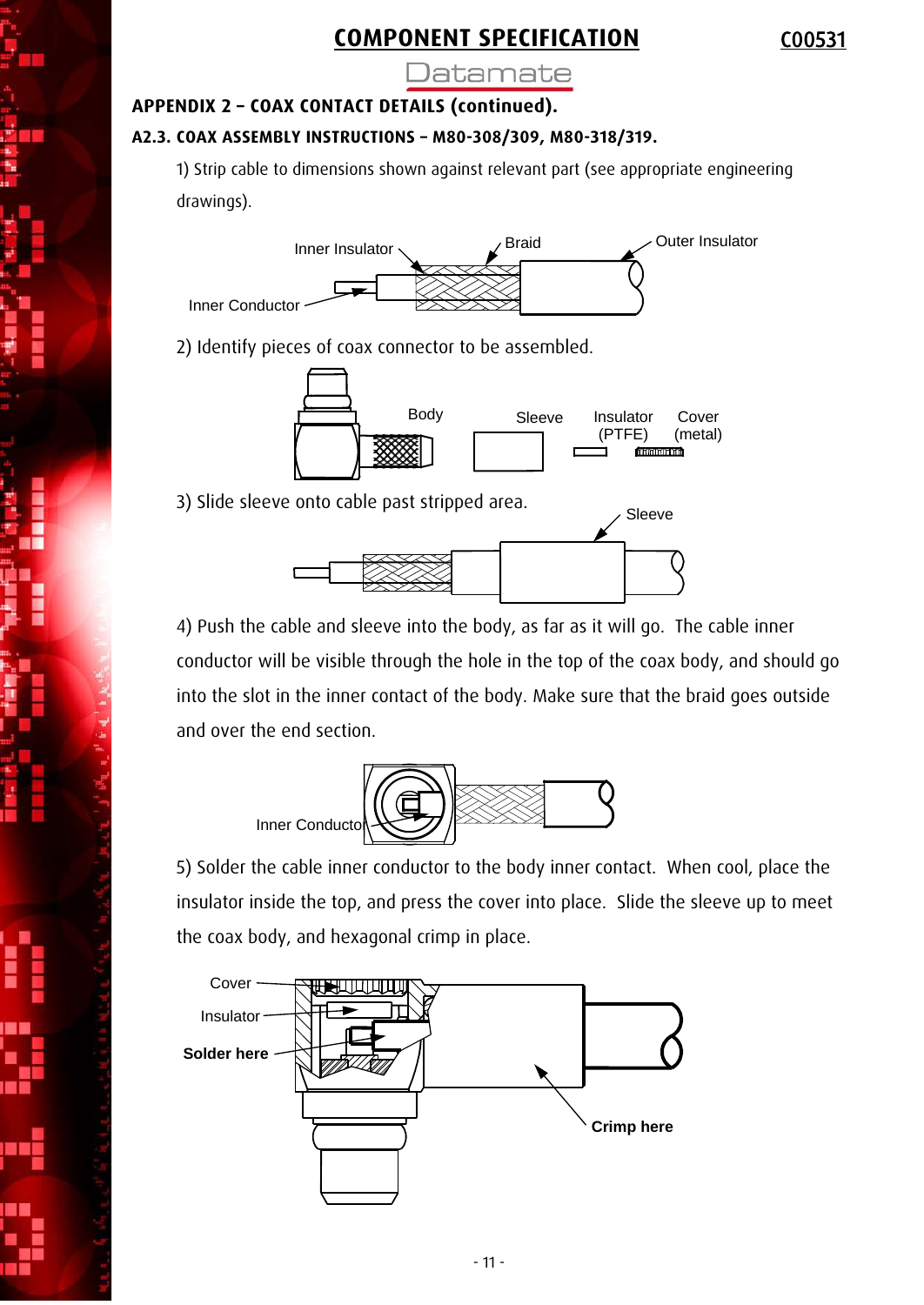## APPENDIX 2 – COAX CONTACT DETAILS (continued).

### A2.3. COAX ASSEMBLY INSTRUCTIONS – M80-308/309, M80-318/319.

1) Strip cable to dimensions shown against relevant part (see appropriate engineering drawings).

Inner Insulator — Braid — Outer Insulator — Inner Conductor

2) Identify pieces of coax connector to be assembled.

Body — Sleeve — Insulator (PTFE) — Cover (metal)

3) Slide sleeve onto cable past stripped area.

Sleeve

4) Push the cable and sleeve into the body, as far as it will go. The cable inner conductor will be visible through the hole in the top of the coax body, and should go into the slot in the inner contact of the body. Make sure that the braid goes outside and over the end section.

Inner Conductor

5) Solder the cable inner conductor to the body inner contact. When cool, place the insulator inside the top, and press the cover into place. Slide the sleeve up to meet the coax body, and hexagonal crimp in place.

Cover — Insulator — **Solder here** — **Crimp here**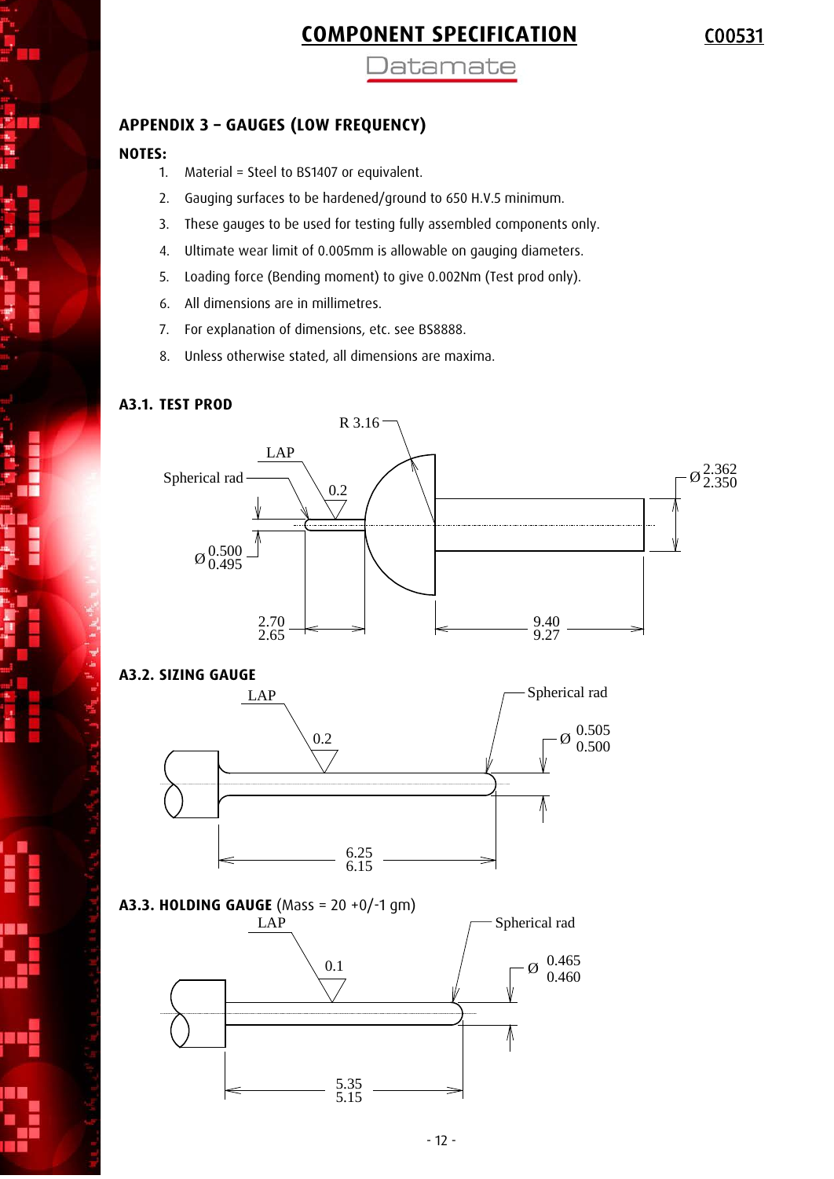## APPENDIX 3 – GAUGES (LOW FREQUENCY)

**NOTES:**

1. Material = Steel to BS1407 or equivalent.
2. Gauging surfaces to be hardened/ground to 650 H.V.5 minimum.
3. These gauges to be used for testing fully assembled components only.
4. Ultimate wear limit of 0.005mm is allowable on gauging diameters.
5. Loading force (Bending moment) to give 0.002Nm (Test prod only).
6. All dimensions are in millimetres.
7. For explanation of dimensions, etc. see BS8888.
8. Unless otherwise stated, all dimensions are maxima.

### A3.1. TEST PROD

R 3.16

LAP

Spherical rad

0.2

Ø 2.362 / 2.350

Ø 0.500 / 0.495

2.70 / 2.65

9.40 / 9.27

### A3.2. SIZING GAUGE

LAP

Spherical rad

0.2

Ø 0.505 / 0.500

6.25 / 6.15

### A3.3. HOLDING GAUGE (Mass = 20 +0/-1 gm)

LAP

Spherical rad

0.1

Ø 0.465 / 0.460

5.35 / 5.15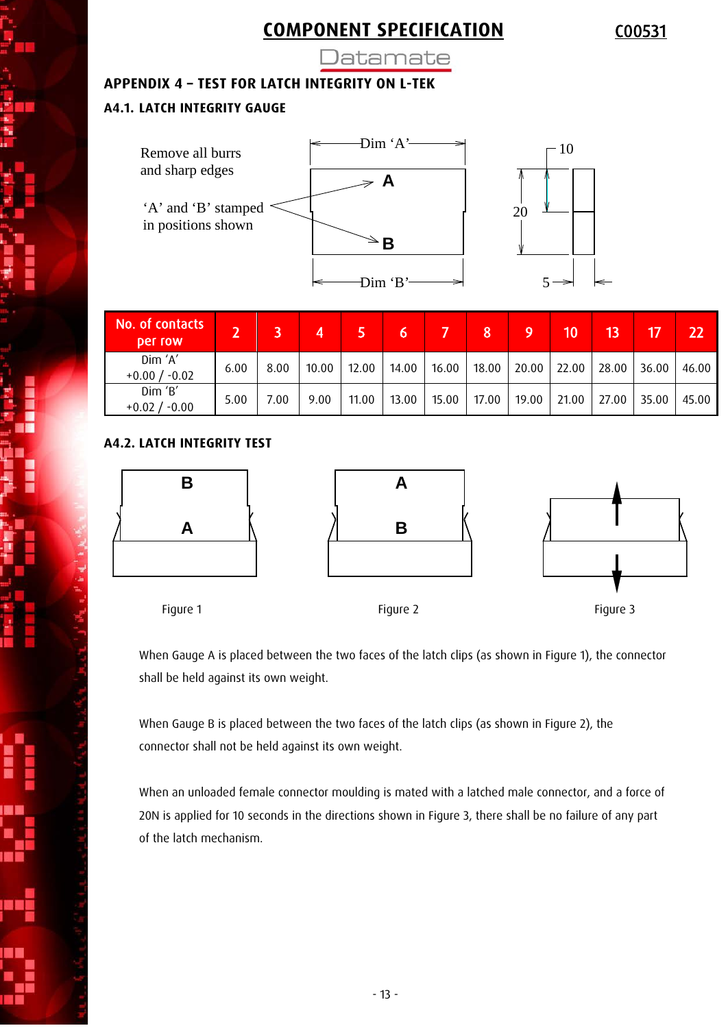## APPENDIX 4 – TEST FOR LATCH INTEGRITY ON L-TEK

### A4.1. LATCH INTEGRITY GAUGE

Remove all burrs and sharp edges

'A' and 'B' stamped in positions shown

| No. of contacts per row | 2 | 3 | 4 | 5 | 6 | 7 | 8 | 9 | 10 | 13 | 17 | 22 |
|---|---|---|---|---|---|---|---|---|---|---|---|---|
| Dim 'A' +0.00 / -0.02 | 6.00 | 8.00 | 10.00 | 12.00 | 14.00 | 16.00 | 18.00 | 20.00 | 22.00 | 28.00 | 36.00 | 46.00 |
| Dim 'B' +0.02 / -0.00 | 5.00 | 7.00 | 9.00 | 11.00 | 13.00 | 15.00 | 17.00 | 19.00 | 21.00 | 27.00 | 35.00 | 45.00 |

### A4.2. LATCH INTEGRITY TEST

Figure 1

Figure 2

Figure 3

When Gauge A is placed between the two faces of the latch clips (as shown in Figure 1), the connector shall be held against its own weight.

When Gauge B is placed between the two faces of the latch clips (as shown in Figure 2), the connector shall not be held against its own weight.

When an unloaded female connector moulding is mated with a latched male connector, and a force of 20N is applied for 10 seconds in the directions shown in Figure 3, there shall be no failure of any part of the latch mechanism.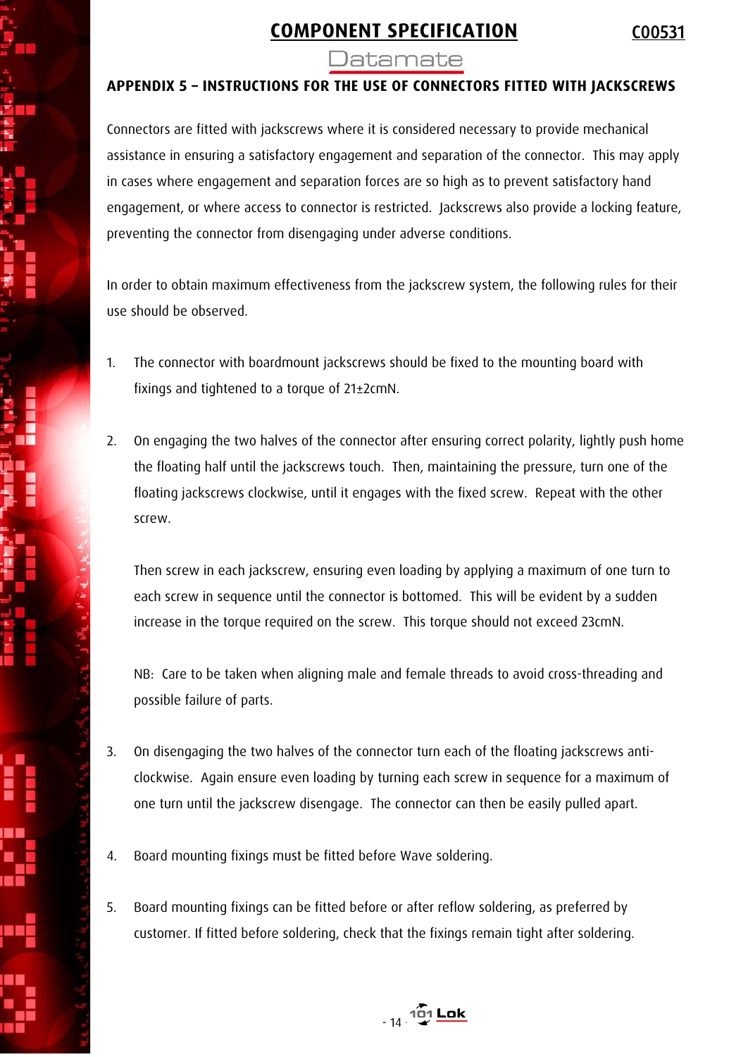## APPENDIX 5 – INSTRUCTIONS FOR THE USE OF CONNECTORS FITTED WITH JACKSCREWS

Connectors are fitted with jackscrews where it is considered necessary to provide mechanical assistance in ensuring a satisfactory engagement and separation of the connector. This may apply in cases where engagement and separation forces are so high as to prevent satisfactory hand engagement, or where access to connector is restricted. Jackscrews also provide a locking feature, preventing the connector from disengaging under adverse conditions.

In order to obtain maximum effectiveness from the jackscrew system, the following rules for their use should be observed.

1. The connector with boardmount jackscrews should be fixed to the mounting board with fixings and tightened to a torque of 21±2cmN.

2. On engaging the two halves of the connector after ensuring correct polarity, lightly push home the floating half until the jackscrews touch. Then, maintaining the pressure, turn one of the floating jackscrews clockwise, until it engages with the fixed screw. Repeat with the other screw.

   Then screw in each jackscrew, ensuring even loading by applying a maximum of one turn to each screw in sequence until the connector is bottomed. This will be evident by a sudden increase in the torque required on the screw. This torque should not exceed 23cmN.

   NB: Care to be taken when aligning male and female threads to avoid cross-threading and possible failure of parts.

3. On disengaging the two halves of the connector turn each of the floating jackscrews anti-clockwise. Again ensure even loading by turning each screw in sequence for a maximum of one turn until the jackscrew disengage. The connector can then be easily pulled apart.

4. Board mounting fixings must be fitted before Wave soldering.

5. Board mounting fixings can be fitted before or after reflow soldering, as preferred by customer. If fitted before soldering, check that the fixings remain tight after soldering.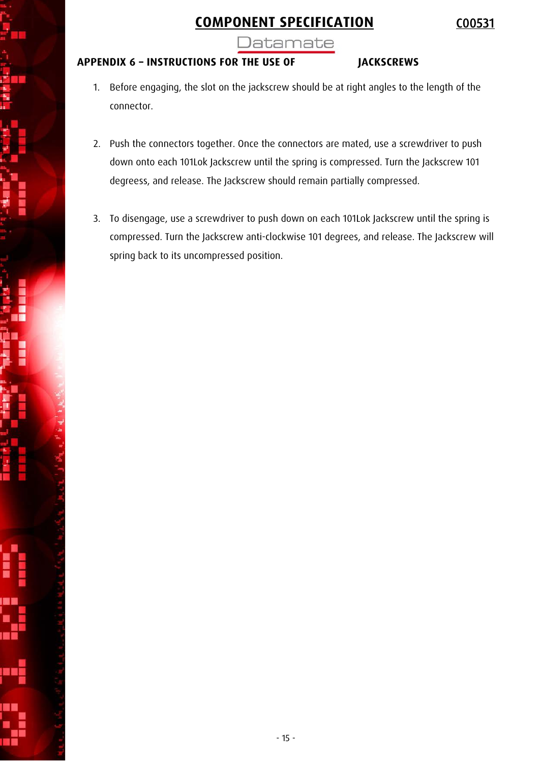## APPENDIX 6 – INSTRUCTIONS FOR THE USE OF JACKSCREWS

1. Before engaging, the slot on the jackscrew should be at right angles to the length of the connector.

2. Push the connectors together. Once the connectors are mated, use a screwdriver to push down onto each 101Lok Jackscrew until the spring is compressed. Turn the Jackscrew 101 degreess, and release. The Jackscrew should remain partially compressed.

3. To disengage, use a screwdriver to push down on each 101Lok Jackscrew until the spring is compressed. Turn the Jackscrew anti-clockwise 101 degrees, and release. The Jackscrew will spring back to its uncompressed position.